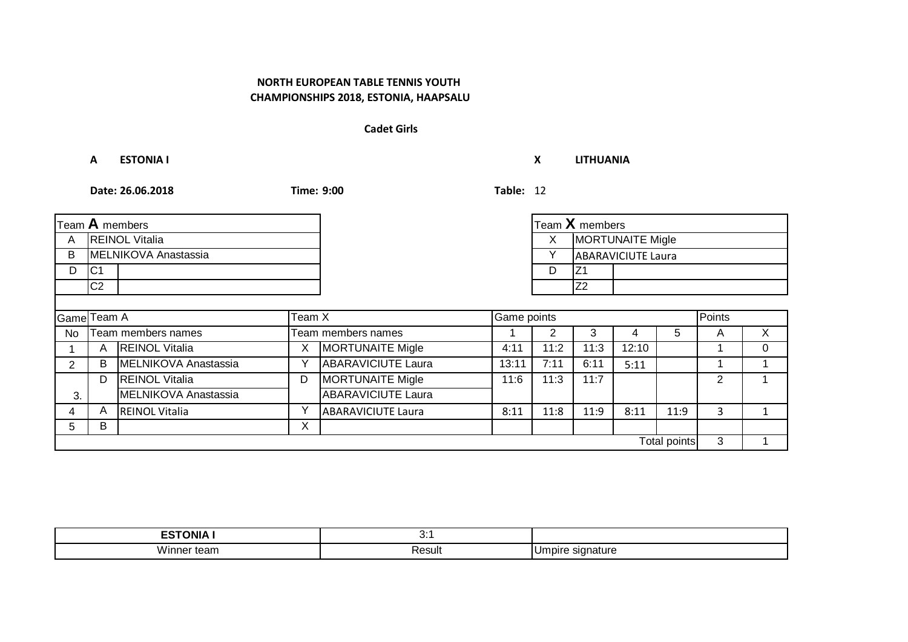**NORTH EUROPEAN TABLE TENNIS YOUTH CHAMPIONSHIPS 2018, ESTONIA, HAAPSALU**

**Cadet Girls**

**A ESTONIA I** **X LITHUANIA**

**Date: 26.06.2018** **Time: 9:00** **Table:** 12

| Team **A** members | | |
|---|---|---|
| A | REINOL Vitalia | |
| B | MELNIKOVA Anastassia | |
| D | C1 | |
| | C2 | |

| Team **X** members | | |
|---|---|---|
| X | MORTUNAITE Migle | |
| Y | ABARAVICIUTE Laura | |
| D | Z1 | |
| | Z2 | |

| Game | Team A | | Team X | | Game points | | | | | Points | |
|---|---|---|---|---|---|---|---|---|---|---|---|
| No | Team members names | | Team members names | | 1 | 2 | 3 | 4 | 5 | A | X |
| 1 | A | REINOL Vitalia | X | MORTUNAITE Migle | 4:11 | 11:2 | 11:3 | 12:10 | | 1 | 0 |
| 2 | B | MELNIKOVA Anastassia | Y | ABARAVICIUTE Laura | 13:11 | 7:11 | 6:11 | 5:11 | | 1 | 1 |
| 3. | D | REINOL Vitalia | D | MORTUNAITE Migle | 11:6 | 11:3 | 11:7 | | | 2 | 1 |
| | | MELNIKOVA Anastassia | | ABARAVICIUTE Laura | | | | | | | |
| 4 | A | REINOL Vitalia | Y | ABARAVICIUTE Laura | 8:11 | 11:8 | 11:9 | 8:11 | 11:9 | 3 | 1 |
| 5 | B | | X | | | | | | | | |
| | | | | | | | | | Total points | 3 | 1 |

| **ESTONIA I** | 3:1 | |
|---|---|---|
| Winner team | Result | Umpire signature |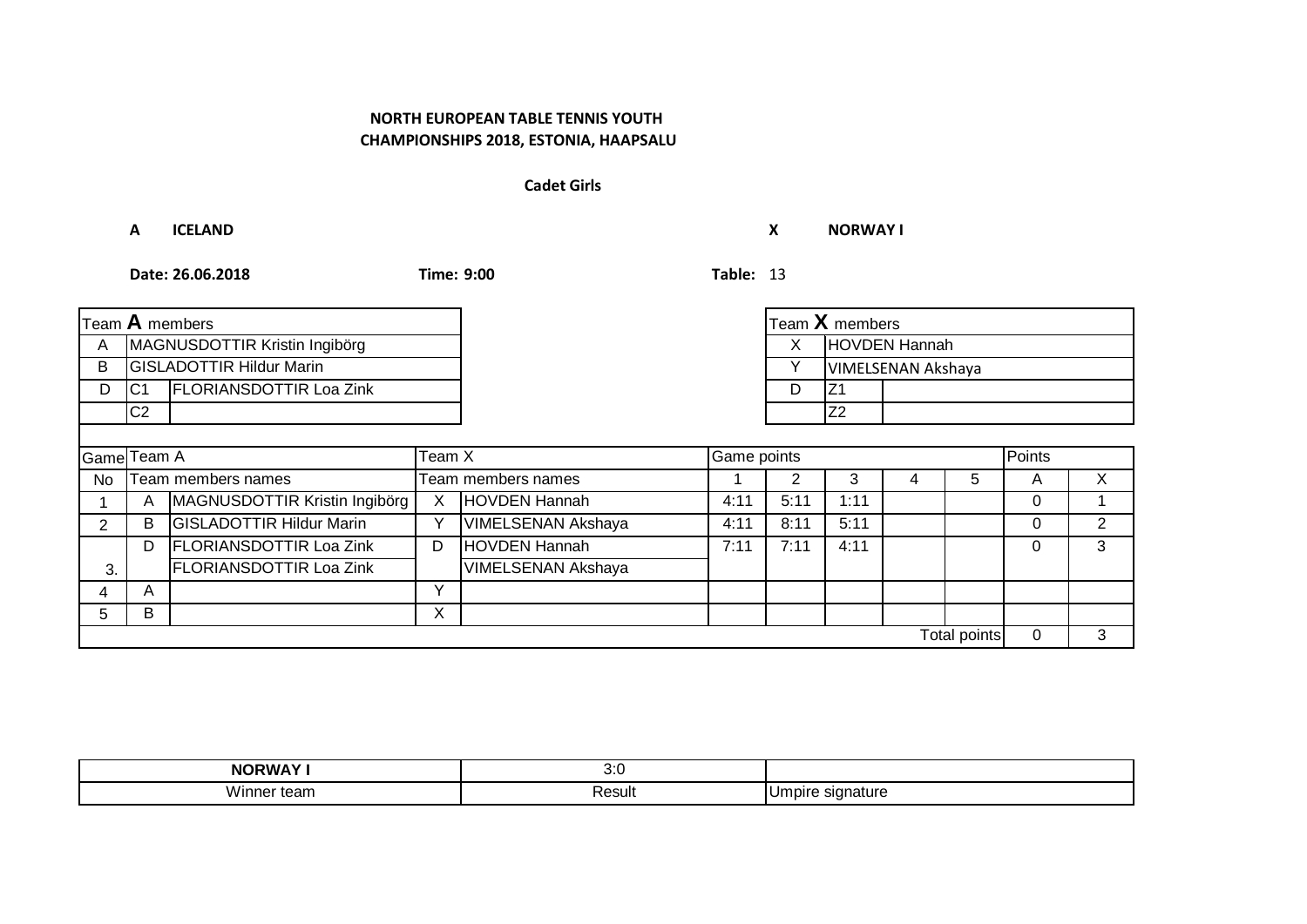**NORTH EUROPEAN TABLE TENNIS YOUTH CHAMPIONSHIPS 2018, ESTONIA, HAAPSALU**

**Cadet Girls**

**A ICELAND** **X NORWAY I**

**Date: 26.06.2018** **Time: 9:00** **Table:** 13

| Team **A** members | | |
|---|---|---|
| A | MAGNUSDOTTIR Kristin Ingibörg | |
| B | GISLADOTTIR Hildur Marin | |
| D | C1 | FLORIANSDOTTIR Loa Zink |
| | C2 | |

| Team **X** members | | |
|---|---|---|
| X | HOVDEN Hannah | |
| Y | VIMELSENAN Akshaya | |
| D | Z1 | |
| | Z2 | |

| Game | Team A | | Team X | | Game points | | | | | Points | |
|---|---|---|---|---|---|---|---|---|---|---|---|
| No | Team members names | | Team members names | | 1 | 2 | 3 | 4 | 5 | A | X |
| 1 | A | MAGNUSDOTTIR Kristin Ingibörg | X | HOVDEN Hannah | 4:11 | 5:11 | 1:11 | | | 0 | 1 |
| 2 | B | GISLADOTTIR Hildur Marin | Y | VIMELSENAN Akshaya | 4:11 | 8:11 | 5:11 | | | 0 | 2 |
| 3. | D | FLORIANSDOTTIR Loa Zink | D | HOVDEN Hannah | 7:11 | 7:11 | 4:11 | | | 0 | 3 |
| | | FLORIANSDOTTIR Loa Zink | | VIMELSENAN Akshaya | | | | | | | |
| 4 | A | | Y | | | | | | | | |
| 5 | B | | X | | | | | | | | |
| | | | | | | | | | Total points | 0 | 3 |

| **NORWAY I** | 3:0 | |
|---|---|---|
| Winner team | Result | Umpire signature |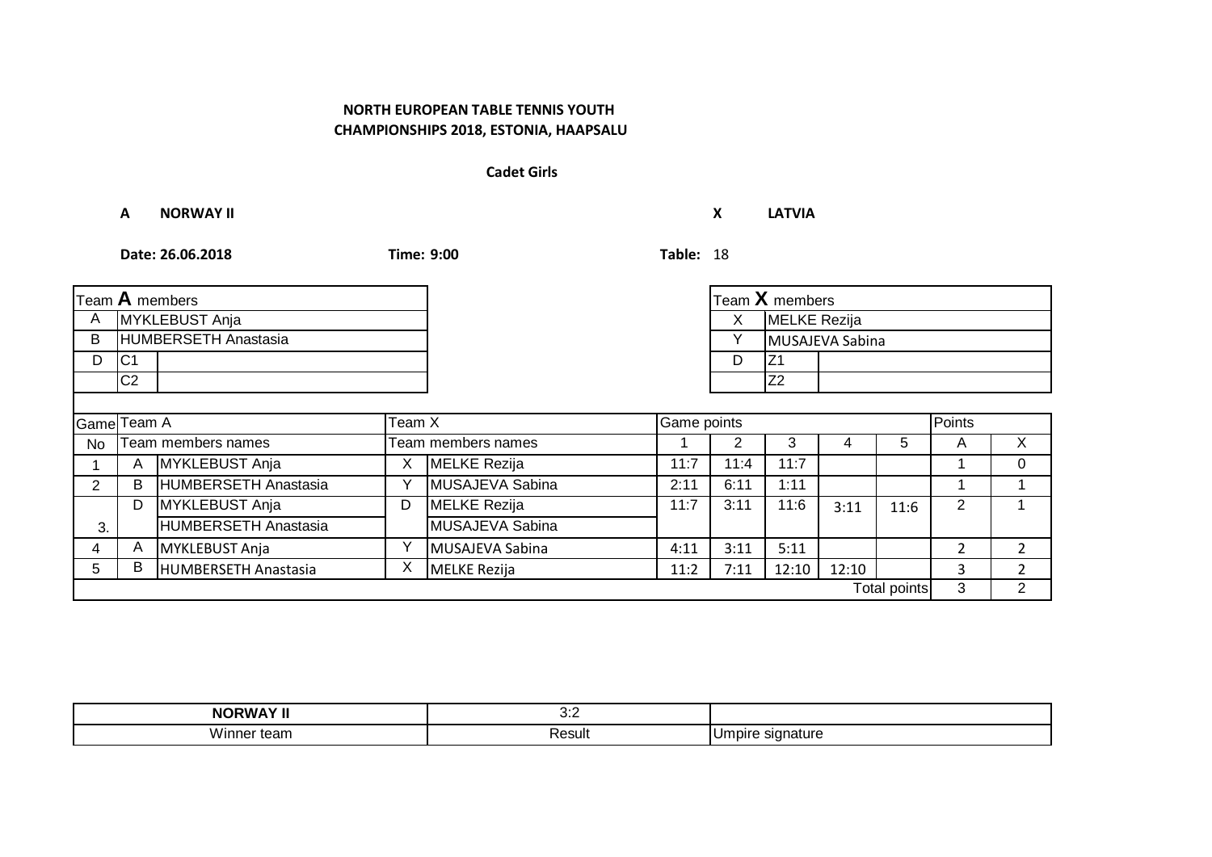**NORTH EUROPEAN TABLE TENNIS YOUTH CHAMPIONSHIPS 2018, ESTONIA, HAAPSALU**

**Cadet Girls**

**A** **NORWAY II** **X** **LATVIA**

**Date: 26.06.2018** **Time: 9:00** **Table:** 18

| Team **A** members | |
|---|---|
| A | MYKLEBUST Anja |
| B | HUMBERSETH Anastasia |
| D | C1 |
| | C2 |

| Team **X** members | |
|---|---|
| X | MELKE Rezija |
| Y | MUSAJEVA Sabina |
| D | Z1 |
| | Z2 |

| Game No | Team A | | Team X | | Game points | | | | | Points | |
|---|---|---|---|---|---|---|---|---|---|---|---|
| | Team members names | | Team members names | | 1 | 2 | 3 | 4 | 5 | A | X |
| 1 | A | MYKLEBUST Anja | X | MELKE Rezija | 11:7 | 11:4 | 11:7 | | | 1 | 0 |
| 2 | B | HUMBERSETH Anastasia | Y | MUSAJEVA Sabina | 2:11 | 6:11 | 1:11 | | | 1 | 1 |
| 3. | D | MYKLEBUST Anja / HUMBERSETH Anastasia | D | MELKE Rezija / MUSAJEVA Sabina | 11:7 | 3:11 | 11:6 | 3:11 | 11:6 | 2 | 1 |
| 4 | A | MYKLEBUST Anja | Y | MUSAJEVA Sabina | 4:11 | 3:11 | 5:11 | | | 2 | 2 |
| 5 | B | HUMBERSETH Anastasia | X | MELKE Rezija | 11:2 | 7:11 | 12:10 | 12:10 | | 3 | 2 |
| | | | | | | | | | Total points | 3 | 2 |

| NORWAY II | 3:2 | |
|---|---|---|
| Winner team | Result | Umpire signature |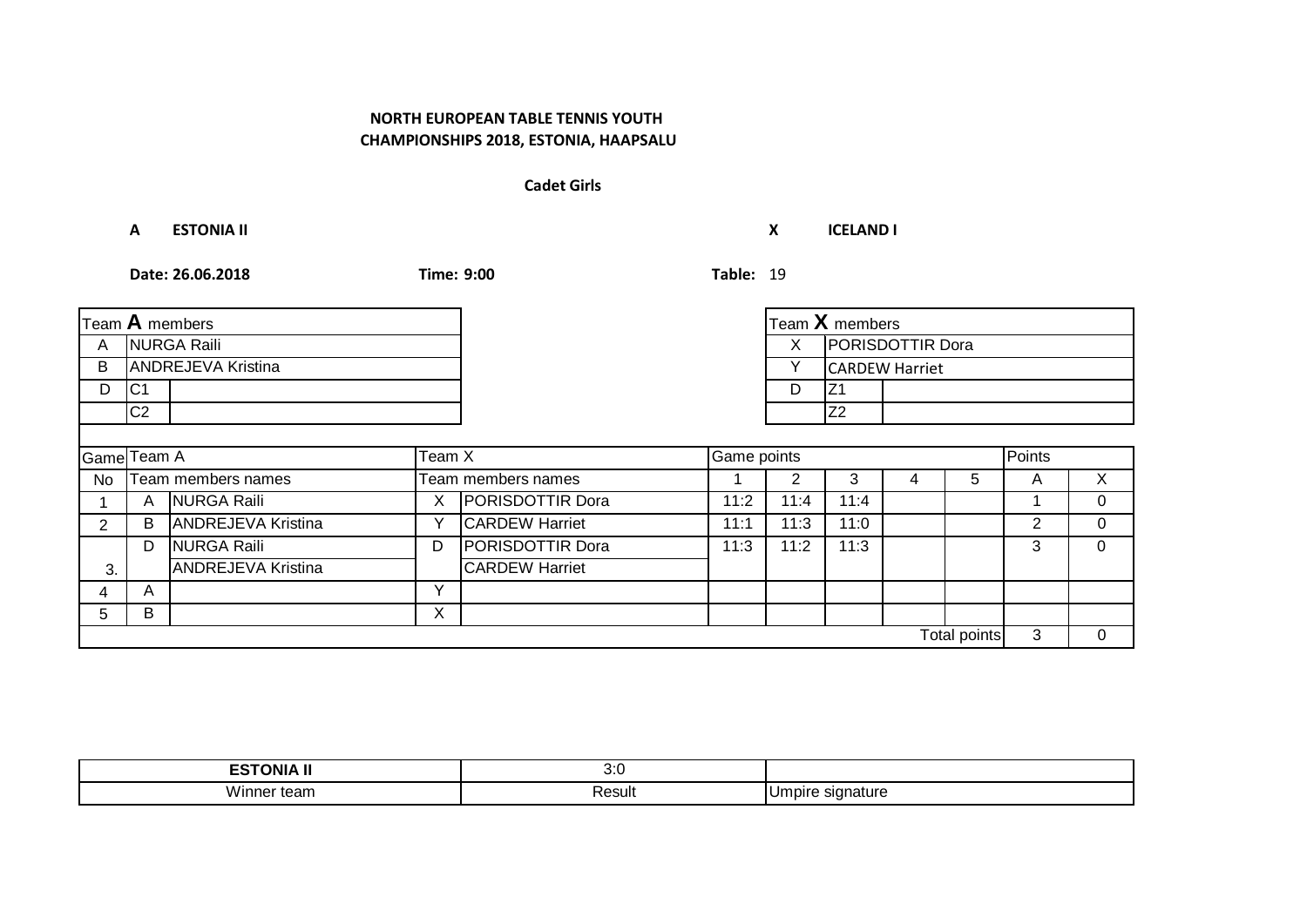**NORTH EUROPEAN TABLE TENNIS YOUTH CHAMPIONSHIPS 2018, ESTONIA, HAAPSALU**

**Cadet Girls**

**A ESTONIA II** **X ICELAND I**

**Date: 26.06.2018** **Time: 9:00** **Table:** 19

| Team **A** members | | |
|---|---|---|
| A | NURGA Raili | |
| B | ANDREJEVA Kristina | |
| D | C1 | |
| | C2 | |

| Team **X** members | | |
|---|---|---|
| X | PORISDOTTIR Dora | |
| Y | CARDEW Harriet | |
| D | Z1 | |
| | Z2 | |

| Game | Team A | | Team X | | Game points | | | | | Points | |
|---|---|---|---|---|---|---|---|---|---|---|---|
| No | Team members names | | Team members names | | 1 | 2 | 3 | 4 | 5 | A | X |
| 1 | A | NURGA Raili | X | PORISDOTTIR Dora | 11:2 | 11:4 | 11:4 | | | 1 | 0 |
| 2 | B | ANDREJEVA Kristina | Y | CARDEW Harriet | 11:1 | 11:3 | 11:0 | | | 2 | 0 |
| 3. | D | NURGA Raili | D | PORISDOTTIR Dora | 11:3 | 11:2 | 11:3 | | | 3 | 0 |
| | | ANDREJEVA Kristina | | CARDEW Harriet | | | | | | | |
| 4 | A | | Y | | | | | | | | |
| 5 | B | | X | | | | | | | | |
| | | | | | | | | | Total points | 3 | 0 |

| ESTONIA II | 3:0 | |
|---|---|---|
| Winner team | Result | Umpire signature |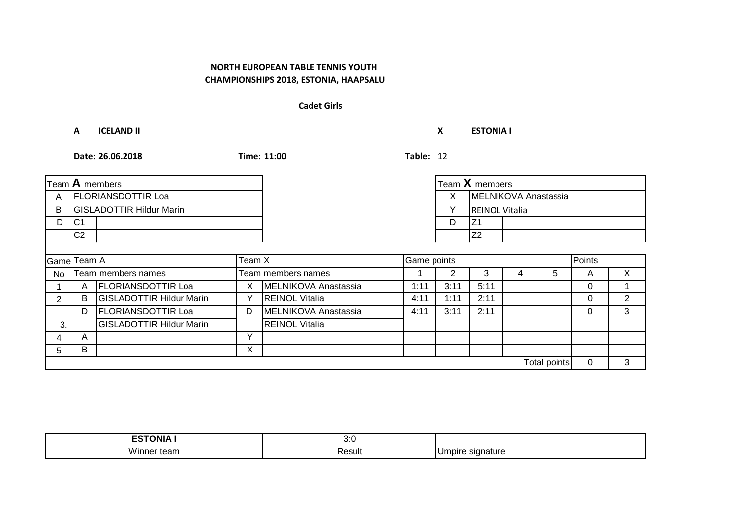**NORTH EUROPEAN TABLE TENNIS YOUTH CHAMPIONSHIPS 2018, ESTONIA, HAAPSALU**

**Cadet Girls**

**A ICELAND II** **X ESTONIA I**

**Date: 26.06.2018** **Time: 11:00** **Table:** 12

| Team **A** members | | |
|---|---|---|
| A | FLORIANSDOTTIR Loa | |
| B | GISLADOTTIR Hildur Marin | |
| D | C1 | |
| | C2 | |

| Team **X** members | | |
|---|---|---|
| X | MELNIKOVA Anastassia | |
| Y | REINOL Vitalia | |
| D | Z1 | |
| | Z2 | |

| Game | Team A | | Team X | | Game points | | | | | Points | |
|---|---|---|---|---|---|---|---|---|---|---|---|
| No | Team members names | | Team members names | | 1 | 2 | 3 | 4 | 5 | A | X |
| 1 | A | FLORIANSDOTTIR Loa | X | MELNIKOVA Anastassia | 1:11 | 3:11 | 5:11 | | | 0 | 1 |
| 2 | B | GISLADOTTIR Hildur Marin | Y | REINOL Vitalia | 4:11 | 1:11 | 2:11 | | | 0 | 2 |
| 3. | D | FLORIANSDOTTIR Loa / GISLADOTTIR Hildur Marin | D | MELNIKOVA Anastassia / REINOL Vitalia | 4:11 | 3:11 | 2:11 | | | 0 | 3 |
| 4 | A | | Y | | | | | | | | |
| 5 | B | | X | | | | | | | | |
| | | | | | | | | | Total points | 0 | 3 |

| ESTONIA I | 3:0 | |
|---|---|---|
| Winner team | Result | Umpire signature |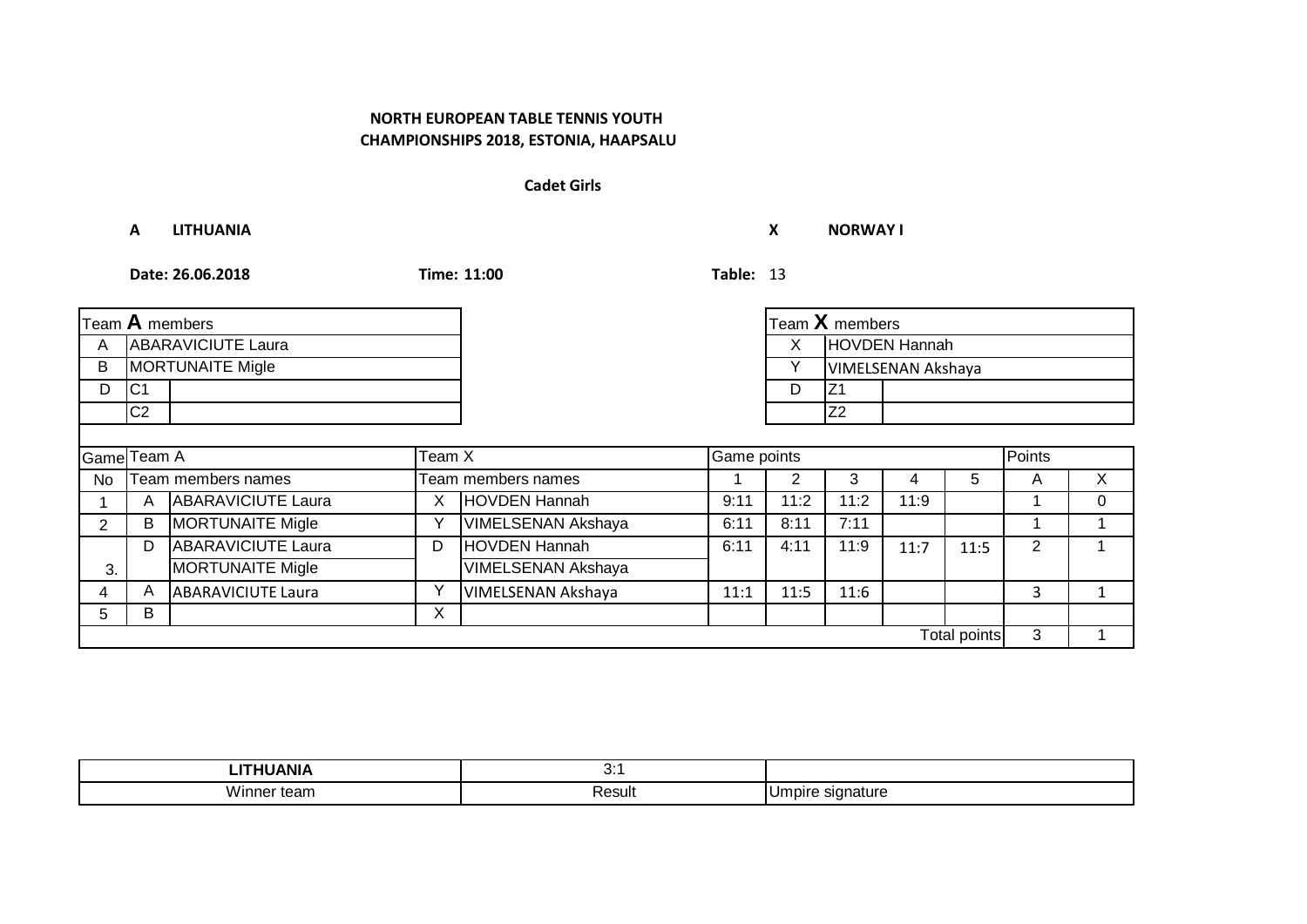**NORTH EUROPEAN TABLE TENNIS YOUTH CHAMPIONSHIPS 2018, ESTONIA, HAAPSALU**

**Cadet Girls**

**A LITHUANIA** **X NORWAY I**

**Date: 26.06.2018** **Time: 11:00** **Table:** 13

| Team **A** members | | |
|---|---|---|
| A | ABARAVICIUTE Laura | |
| B | MORTUNAITE Migle | |
| D | C1 | |
| | C2 | |

| Team **X** members | | |
|---|---|---|
| X | HOVDEN Hannah | |
| Y | VIMELSENAN Akshaya | |
| D | Z1 | |
| | Z2 | |

| Game | Team A | | Team X | | Game points | | | | | Points | |
|---|---|---|---|---|---|---|---|---|---|---|---|
| No | Team members names | | Team members names | | 1 | 2 | 3 | 4 | 5 | A | X |
| 1 | A | ABARAVICIUTE Laura | X | HOVDEN Hannah | 9:11 | 11:2 | 11:2 | 11:9 | | 1 | 0 |
| 2 | B | MORTUNAITE Migle | Y | VIMELSENAN Akshaya | 6:11 | 8:11 | 7:11 | | | 1 | 1 |
| 3. | D | ABARAVICIUTE Laura | D | HOVDEN Hannah | 6:11 | 4:11 | 11:9 | 11:7 | 11:5 | 2 | 1 |
| | | MORTUNAITE Migle | | VIMELSENAN Akshaya | | | | | | | |
| 4 | A | ABARAVICIUTE Laura | Y | VIMELSENAN Akshaya | 11:1 | 11:5 | 11:6 | | | 3 | 1 |
| 5 | B | | X | | | | | | | | |
| | | | | | | | | | Total points | 3 | 1 |

| LITHUANIA | 3:1 | |
|---|---|---|
| Winner team | Result | Umpire signature |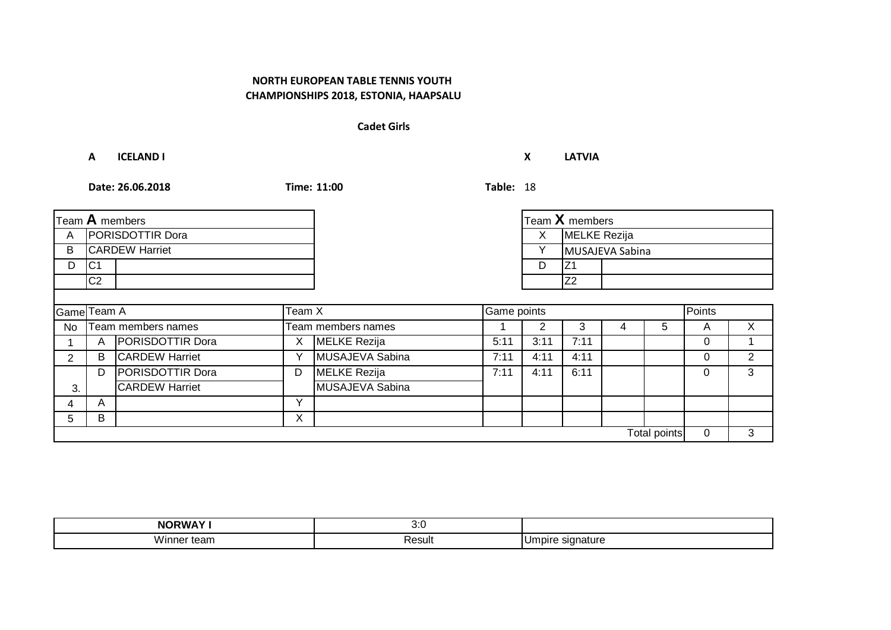**NORTH EUROPEAN TABLE TENNIS YOUTH CHAMPIONSHIPS 2018, ESTONIA, HAAPSALU**

**Cadet Girls**

**A ICELAND I** **X LATVIA**

**Date: 26.06.2018** **Time: 11:00** **Table:** 18

| Team **A** members | |
|---|---|
| A | PORISDOTTIR Dora |
| B | CARDEW Harriet |
| D | C1 |
| | C2 |

| Team **X** members | |
|---|---|
| X | MELKE Rezija |
| Y | MUSAJEVA Sabina |
| D | Z1 |
| | Z2 |

| Game | Team A | | Team X | | Game points | | | | | Points | |
|---|---|---|---|---|---|---|---|---|---|---|---|
| No | Team members names | | Team members names | | 1 | 2 | 3 | 4 | 5 | A | X |
| 1 | A | PORISDOTTIR Dora | X | MELKE Rezija | 5:11 | 3:11 | 7:11 | | | 0 | 1 |
| 2 | B | CARDEW Harriet | Y | MUSAJEVA Sabina | 7:11 | 4:11 | 4:11 | | | 0 | 2 |
| 3. | D | PORISDOTTIR Dora<br>CARDEW Harriet | D | MELKE Rezija<br>MUSAJEVA Sabina | 7:11 | 4:11 | 6:11 | | | 0 | 3 |
| 4 | A | | Y | | | | | | | | |
| 5 | B | | X | | | | | | | | |
| | | | | | | | | | Total points | 0 | 3 |

| **NORWAY I** | 3:0 | |
|---|---|---|
| Winner team | Result | Umpire signature |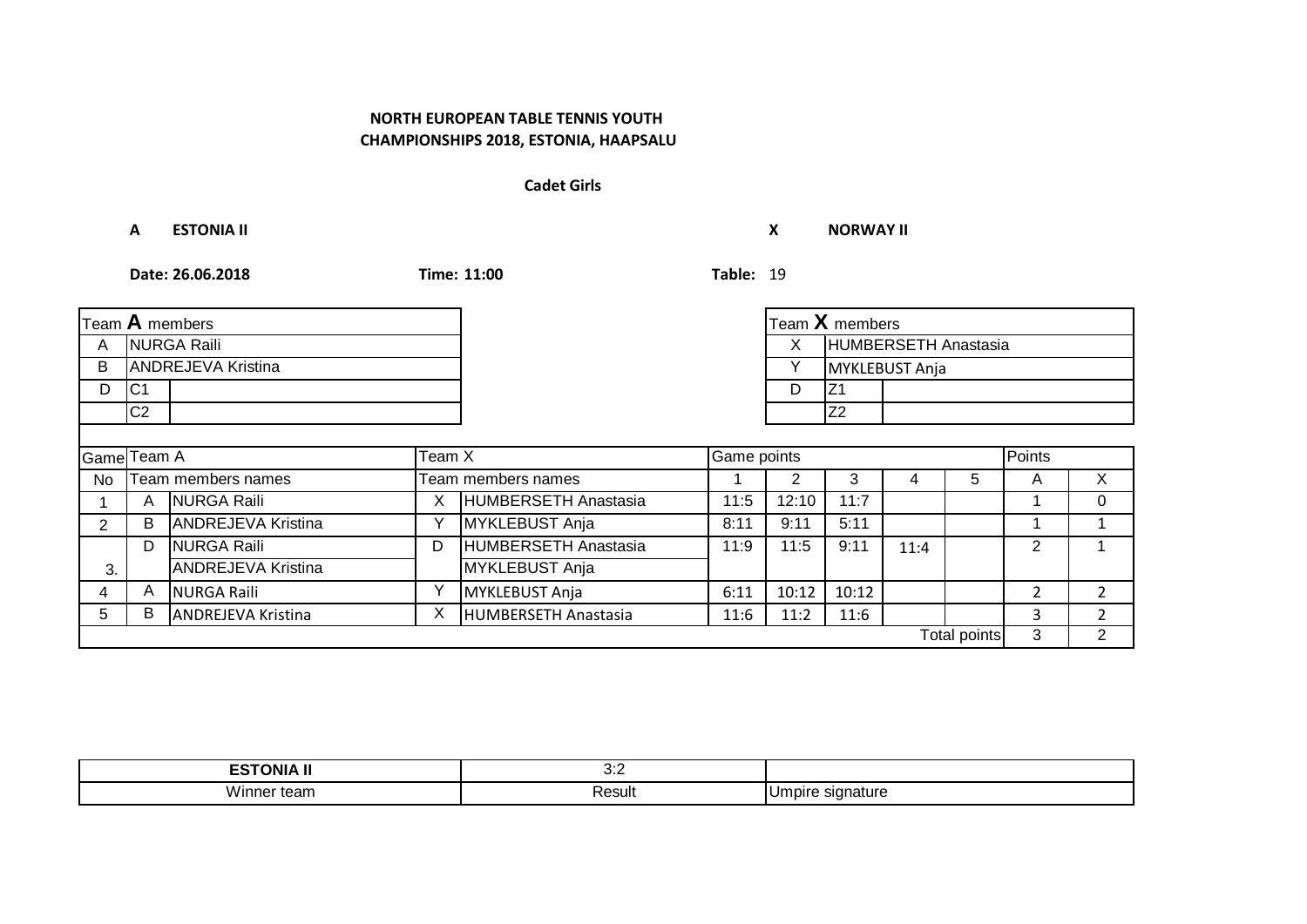**NORTH EUROPEAN TABLE TENNIS YOUTH CHAMPIONSHIPS 2018, ESTONIA, HAAPSALU**

**Cadet Girls**

**A ESTONIA II** **X NORWAY II**

**Date: 26.06.2018** **Time: 11:00** **Table:** 19

| Team **A** members | | |
|---|---|---|
| A | NURGA Raili | |
| B | ANDREJEVA Kristina | |
| D | C1 | |
| | C2 | |

| Team **X** members | | |
|---|---|---|
| X | HUMBERSETH Anastasia | |
| Y | MYKLEBUST Anja | |
| D | Z1 | |
| | Z2 | |

| Game | Team A | | Team X | | Game points | | | | | Points | |
|---|---|---|---|---|---|---|---|---|---|---|---|
| No | Team members names | | Team members names | | 1 | 2 | 3 | 4 | 5 | A | X |
| 1 | A | NURGA Raili | X | HUMBERSETH Anastasia | 11:5 | 12:10 | 11:7 | | | 1 | 0 |
| 2 | B | ANDREJEVA Kristina | Y | MYKLEBUST Anja | 8:11 | 9:11 | 5:11 | | | 1 | 1 |
| 3. | D | NURGA Raili | D | HUMBERSETH Anastasia | 11:9 | 11:5 | 9:11 | 11:4 | | 2 | 1 |
| | | ANDREJEVA Kristina | | MYKLEBUST Anja | | | | | | | |
| 4 | A | NURGA Raili | Y | MYKLEBUST Anja | 6:11 | 10:12 | 10:12 | | | 2 | 2 |
| 5 | B | ANDREJEVA Kristina | X | HUMBERSETH Anastasia | 11:6 | 11:2 | 11:6 | | | 3 | 2 |
| | | | | | | | | | Total points | 3 | 2 |

| **ESTONIA II** | 3:2 | |
|---|---|---|
| Winner team | Result | Umpire signature |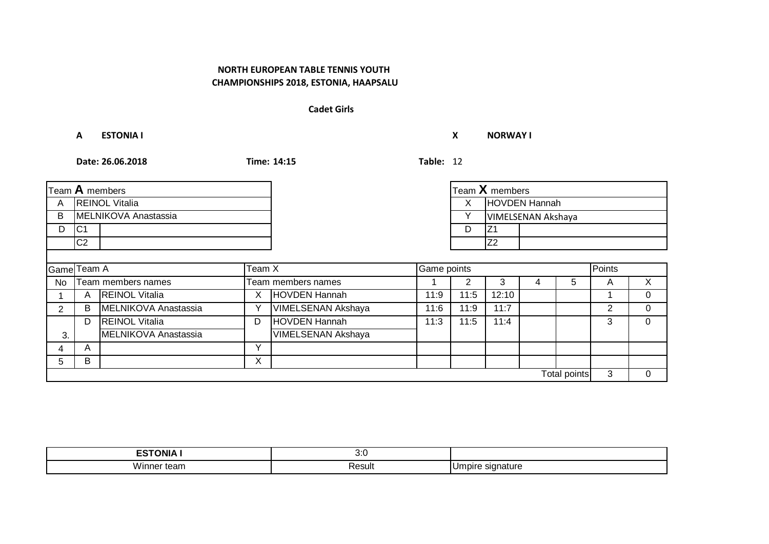**NORTH EUROPEAN TABLE TENNIS YOUTH CHAMPIONSHIPS 2018, ESTONIA, HAAPSALU**

**Cadet Girls**

**A ESTONIA I** **X NORWAY I**

**Date: 26.06.2018** **Time: 14:15** **Table:** 12

| Team **A** members | |
|---|---|
| A | REINOL Vitalia |
| B | MELNIKOVA Anastassia |
| D | C1 |
| | C2 |

| Team **X** members | |
|---|---|
| X | HOVDEN Hannah |
| Y | VIMELSENAN Akshaya |
| D | Z1 |
| | Z2 |

| Game | Team A | | Team X | | Game points | | | | | Points | |
|---|---|---|---|---|---|---|---|---|---|---|---|
| No | Team members names | | Team members names | | 1 | 2 | 3 | 4 | 5 | A | X |
| 1 | A | REINOL Vitalia | X | HOVDEN Hannah | 11:9 | 11:5 | 12:10 | | | 1 | 0 |
| 2 | B | MELNIKOVA Anastassia | Y | VIMELSENAN Akshaya | 11:6 | 11:9 | 11:7 | | | 2 | 0 |
| 3. | D | REINOL Vitalia / MELNIKOVA Anastassia | D | HOVDEN Hannah / VIMELSENAN Akshaya | 11:3 | 11:5 | 11:4 | | | 3 | 0 |
| 4 | A | | Y | | | | | | | | |
| 5 | B | | X | | | | | | | | |
| | | | | | | | | | Total points | 3 | 0 |

| ESTONIA I | 3:0 | |
|---|---|---|
| Winner team | Result | Umpire signature |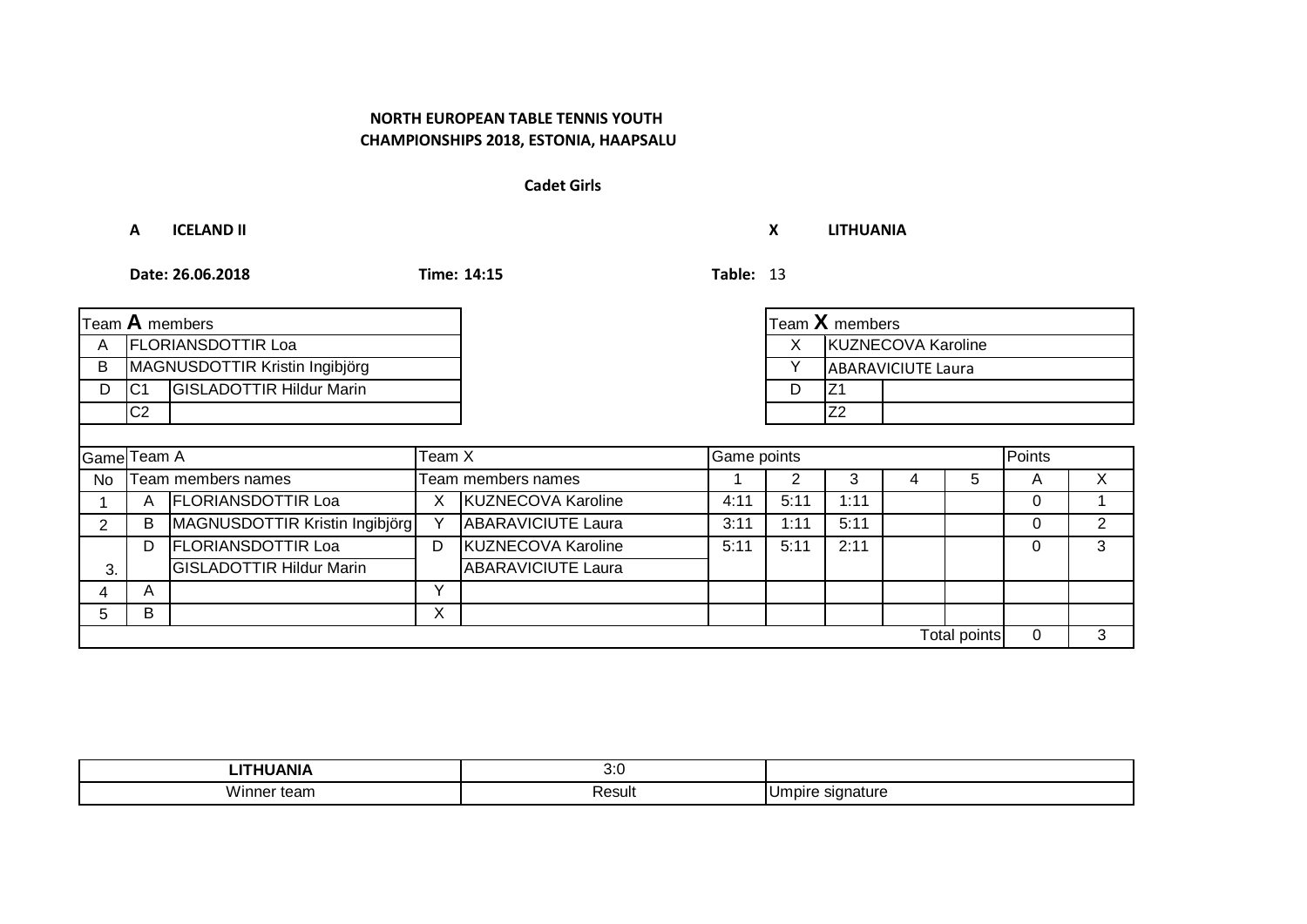**NORTH EUROPEAN TABLE TENNIS YOUTH CHAMPIONSHIPS 2018, ESTONIA, HAAPSALU**

**Cadet Girls**

**A ICELAND II** **X LITHUANIA**

**Date: 26.06.2018** **Time: 14:15** **Table:** 13

| Team **A** members | | |
|---|---|---|
| A | FLORIANSDOTTIR Loa | |
| B | MAGNUSDOTTIR Kristin Ingibjörg | |
| D | C1 | GISLADOTTIR Hildur Marin |
| | C2 | |

| Team **X** members | | |
|---|---|---|
| X | KUZNECOVA Karoline | |
| Y | ABARAVICIUTE Laura | |
| D | Z1 | |
| | Z2 | |

| Game | Team A | | Team X | | Game points | | | | | Points | |
|---|---|---|---|---|---|---|---|---|---|---|---|
| No | Team members names | | Team members names | | 1 | 2 | 3 | 4 | 5 | A | X |
| 1 | A | FLORIANSDOTTIR Loa | X | KUZNECOVA Karoline | 4:11 | 5:11 | 1:11 | | | 0 | 1 |
| 2 | B | MAGNUSDOTTIR Kristin Ingibjörg | Y | ABARAVICIUTE Laura | 3:11 | 1:11 | 5:11 | | | 0 | 2 |
| 3. | D | FLORIANSDOTTIR Loa / GISLADOTTIR Hildur Marin | D | KUZNECOVA Karoline / ABARAVICIUTE Laura | 5:11 | 5:11 | 2:11 | | | 0 | 3 |
| 4 | A | | Y | | | | | | | | |
| 5 | B | | X | | | | | | | | |
| | | | | | | | | | Total points | 0 | 3 |

| **LITHUANIA** | 3:0 | |
|---|---|---|
| Winner team | Result | Umpire signature |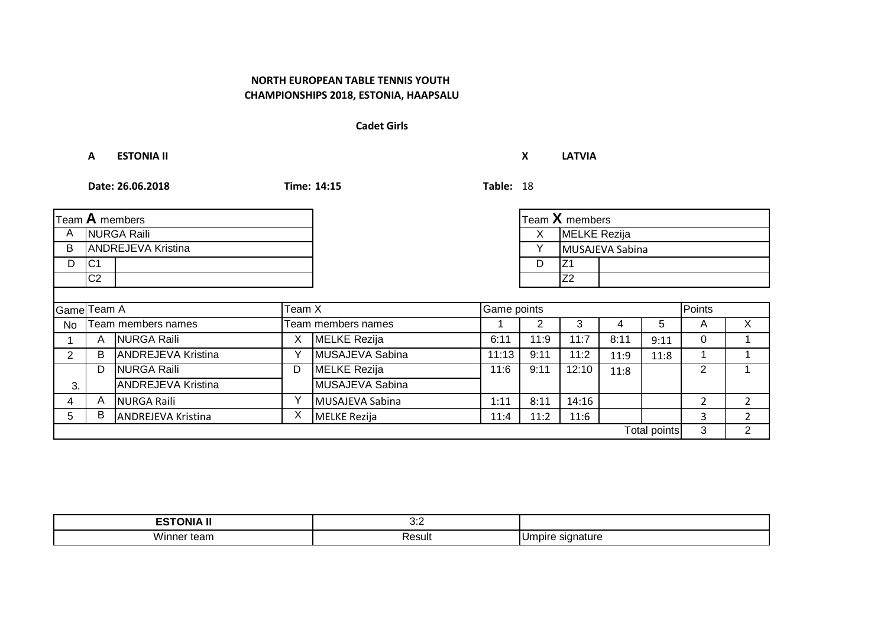**NORTH EUROPEAN TABLE TENNIS YOUTH CHAMPIONSHIPS 2018, ESTONIA, HAAPSALU**

**Cadet Girls**

**A** **ESTONIA II** **X** **LATVIA**

**Date: 26.06.2018** **Time: 14:15** **Table:** 18

| Team **A** members | |
|---|---|
| A | NURGA Raili |
| B | ANDREJEVA Kristina |
| D | C1 |
| | C2 |

| Team **X** members | |
|---|---|
| X | MELKE Rezija |
| Y | MUSAJEVA Sabina |
| D | Z1 |
| | Z2 |

| Game | Team A | | Team X | | Game points | | | | | Points | |
|---|---|---|---|---|---|---|---|---|---|---|---|
| No | Team members names | | Team members names | | 1 | 2 | 3 | 4 | 5 | A | X |
| 1 | A | NURGA Raili | X | MELKE Rezija | 6:11 | 11:9 | 11:7 | 8:11 | 9:11 | 0 | 1 |
| 2 | B | ANDREJEVA Kristina | Y | MUSAJEVA Sabina | 11:13 | 9:11 | 11:2 | 11:9 | 11:8 | 1 | 1 |
| 3. | D | NURGA Raili / ANDREJEVA Kristina | D | MELKE Rezija / MUSAJEVA Sabina | 11:6 | 9:11 | 12:10 | 11:8 | | 2 | 1 |
| 4 | A | NURGA Raili | Y | MUSAJEVA Sabina | 1:11 | 8:11 | 14:16 | | | 2 | 2 |
| 5 | B | ANDREJEVA Kristina | X | MELKE Rezija | 11:4 | 11:2 | 11:6 | | | 3 | 2 |
| | | | | | | | | | Total points | 3 | 2 |

| **ESTONIA II** | 3:2 | |
|---|---|---|
| Winner team | Result | Umpire signature |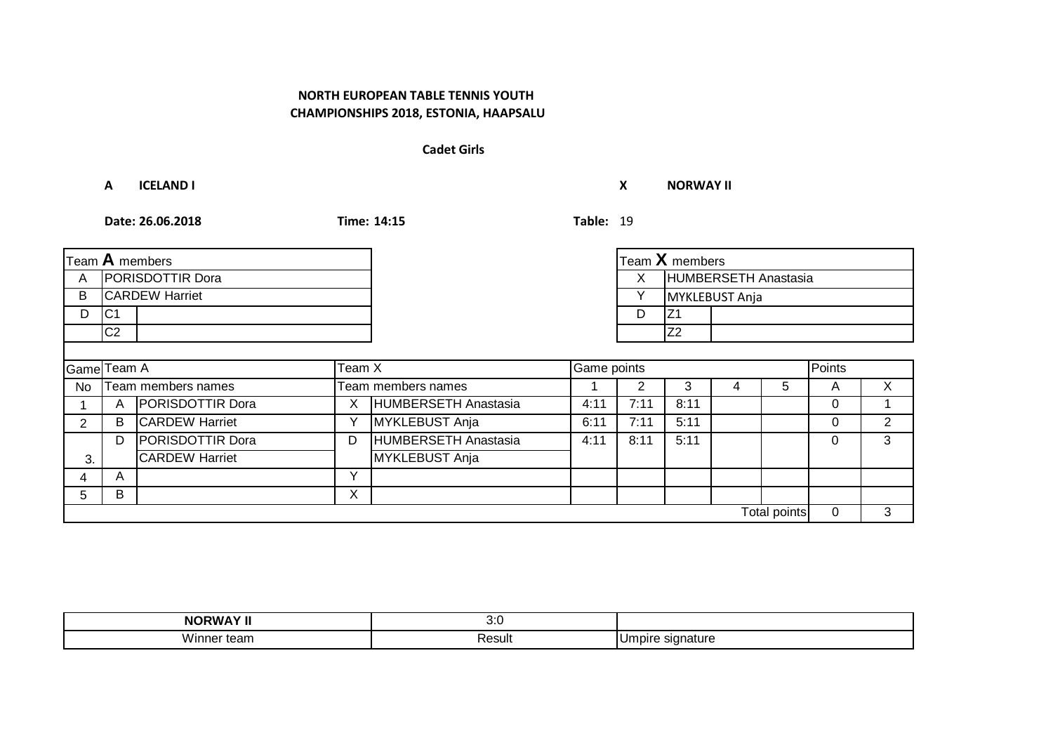**NORTH EUROPEAN TABLE TENNIS YOUTH CHAMPIONSHIPS 2018, ESTONIA, HAAPSALU**

**Cadet Girls**

**A ICELAND I** **X NORWAY II**

**Date: 26.06.2018** **Time: 14:15** **Table:** 19

| Team **A** members | |
|---|---|
| A | PORISDOTTIR Dora |
| B | CARDEW Harriet |
| D | C1 |
| | C2 |

| Team **X** members | |
|---|---|
| X | HUMBERSETH Anastasia |
| Y | MYKLEBUST Anja |
| D | Z1 |
| | Z2 |

| Game | Team A | | Team X | | Game points | | | | | Points | |
|---|---|---|---|---|---|---|---|---|---|---|---|
| No | Team members names | | Team members names | | 1 | 2 | 3 | 4 | 5 | A | X |
| 1 | A | PORISDOTTIR Dora | X | HUMBERSETH Anastasia | 4:11 | 7:11 | 8:11 | | | 0 | 1 |
| 2 | B | CARDEW Harriet | Y | MYKLEBUST Anja | 6:11 | 7:11 | 5:11 | | | 0 | 2 |
| 3. | D | PORISDOTTIR Dora / CARDEW Harriet | D | HUMBERSETH Anastasia / MYKLEBUST Anja | 4:11 | 8:11 | 5:11 | | | 0 | 3 |
| 4 | A | | Y | | | | | | | | |
| 5 | B | | X | | | | | | | | |
| | | | | | | | | | Total points | 0 | 3 |

| NORWAY II | 3:0 | |
|---|---|---|
| Winner team | Result | Umpire signature |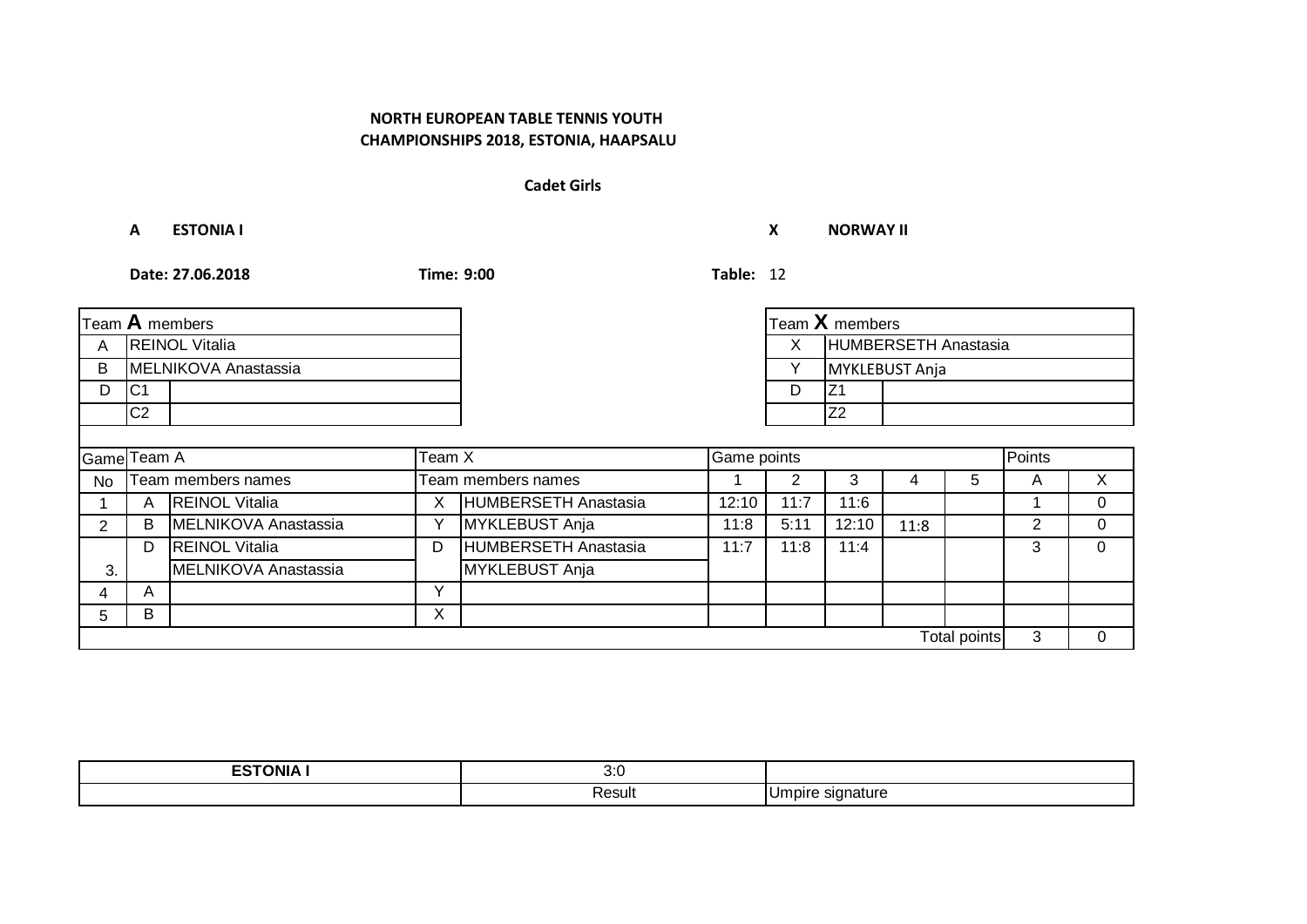**NORTH EUROPEAN TABLE TENNIS YOUTH CHAMPIONSHIPS 2018, ESTONIA, HAAPSALU**

**Cadet Girls**

**A ESTONIA I** **X NORWAY II**

**Date: 27.06.2018** **Time: 9:00** **Table:** 12

| Team **A** members | | |
|---|---|---|
| A | REINOL Vitalia | |
| B | MELNIKOVA Anastassia | |
| D | C1 | |
| | C2 | |

| Team **X** members | | |
|---|---|---|
| X | HUMBERSETH Anastasia | |
| Y | MYKLEBUST Anja | |
| D | Z1 | |
| | Z2 | |

| Game | Team A | | Team X | | Game points | | | | | Points | |
|---|---|---|---|---|---|---|---|---|---|---|---|
| No | Team members names | | Team members names | | 1 | 2 | 3 | 4 | 5 | A | X |
| 1 | A | REINOL Vitalia | X | HUMBERSETH Anastasia | 12:10 | 11:7 | 11:6 | | | 1 | 0 |
| 2 | B | MELNIKOVA Anastassia | Y | MYKLEBUST Anja | 11:8 | 5:11 | 12:10 | 11:8 | | 2 | 0 |
| 3. | D | REINOL Vitalia | D | HUMBERSETH Anastasia | 11:7 | 11:8 | 11:4 | | | 3 | 0 |
| | | MELNIKOVA Anastassia | | MYKLEBUST Anja | | | | | | | |
| 4 | A | | Y | | | | | | | | |
| 5 | B | | X | | | | | | | | |
| | | | | | | | | | Total points | 3 | 0 |

| ESTONIA I | 3:0 | |
|---|---|---|
| | Result | Umpire signature |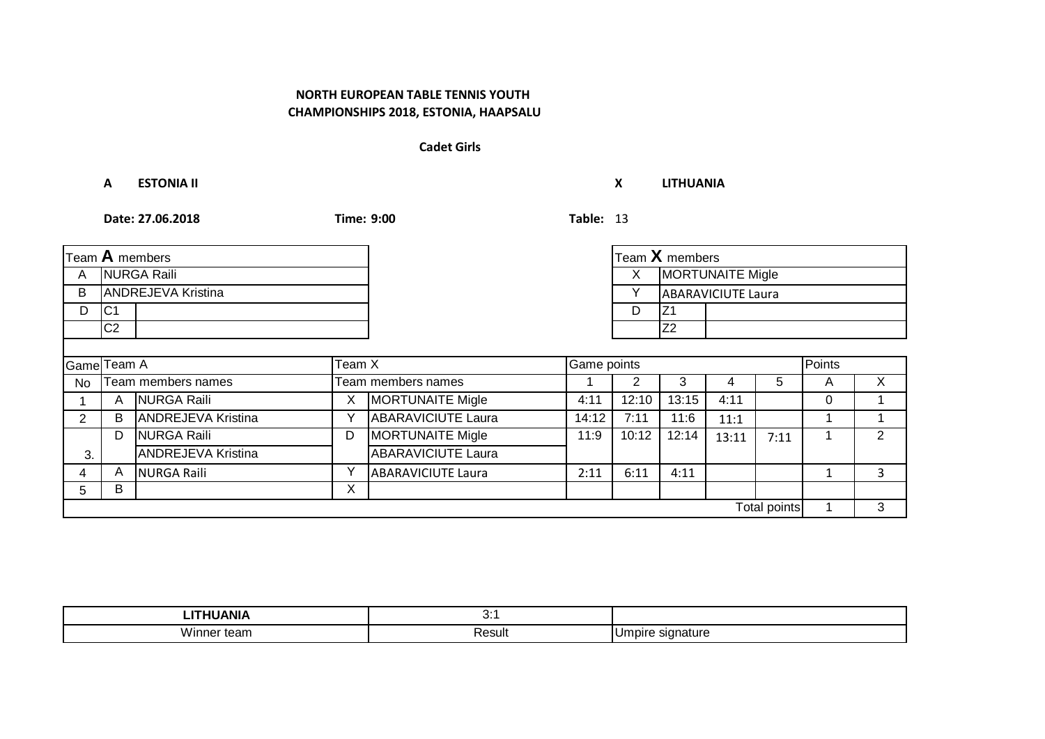**NORTH EUROPEAN TABLE TENNIS YOUTH CHAMPIONSHIPS 2018, ESTONIA, HAAPSALU**

**Cadet Girls**

**A ESTONIA II** **X LITHUANIA**

**Date: 27.06.2018** **Time: 9:00** **Table:** 13

| Team **A** members | | |
|---|---|---|
| A | NURGA Raili | |
| B | ANDREJEVA Kristina | |
| D | C1 | |
| | C2 | |

| Team **X** members | | |
|---|---|---|
| X | MORTUNAITE Migle | |
| Y | ABARAVICIUTE Laura | |
| D | Z1 | |
| | Z2 | |

| Game No | Team A | Team members names | Team X | Team members names | Game points 1 | 2 | 3 | 4 | 5 | Points A | X |
|---|---|---|---|---|---|---|---|---|---|---|---|
| 1 | A | NURGA Raili | X | MORTUNAITE Migle | 4:11 | 12:10 | 13:15 | 4:11 | | 0 | 1 |
| 2 | B | ANDREJEVA Kristina | Y | ABARAVICIUTE Laura | 14:12 | 7:11 | 11:6 | 11:1 | | 1 | 1 |
| 3. | D | NURGA Raili / ANDREJEVA Kristina | D | MORTUNAITE Migle / ABARAVICIUTE Laura | 11:9 | 10:12 | 12:14 | 13:11 | 7:11 | 1 | 2 |
| 4 | A | NURGA Raili | Y | ABARAVICIUTE Laura | 2:11 | 6:11 | 4:11 | | | 1 | 3 |
| 5 | B | | X | | | | | | | | |
| | | | | | | | | | Total points | 1 | 3 |

| LITHUANIA | 3:1 | |
|---|---|---|
| Winner team | Result | Umpire signature |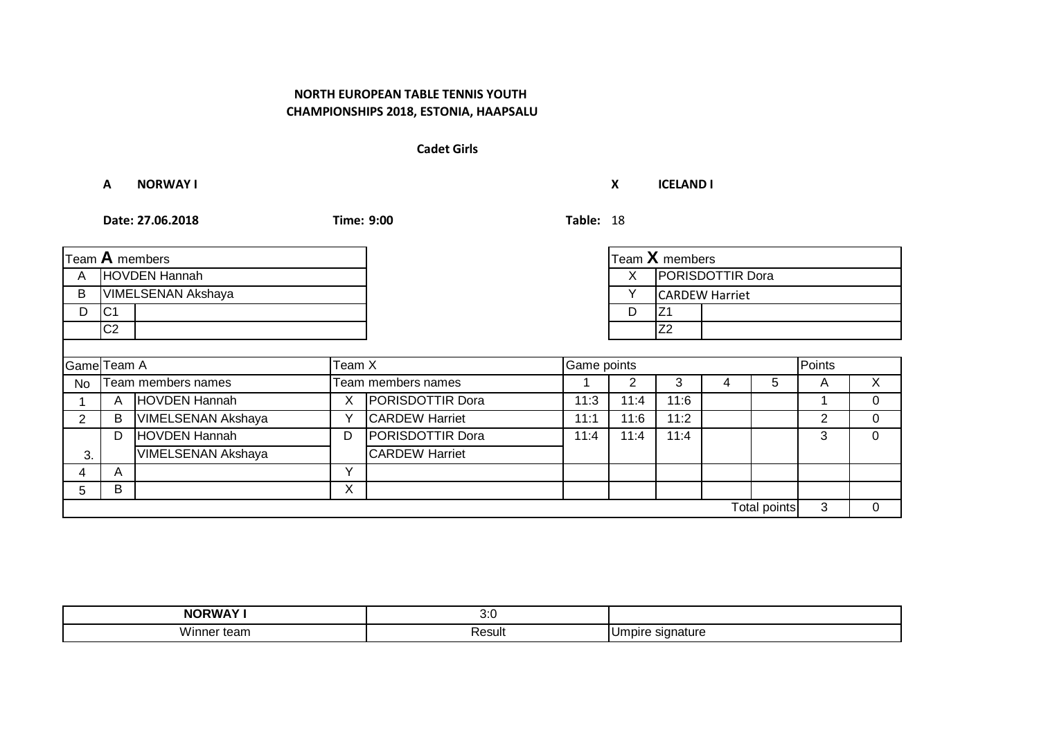**NORTH EUROPEAN TABLE TENNIS YOUTH CHAMPIONSHIPS 2018, ESTONIA, HAAPSALU**

**Cadet Girls**

**A** **NORWAY I** **X** **ICELAND I**

**Date: 27.06.2018** **Time: 9:00** **Table:** 18

| Team **A** members | |
|---|---|
| A | HOVDEN Hannah |
| B | VIMELSENAN Akshaya |
| D | C1 |
| | C2 |

| Team **X** members | |
|---|---|
| X | PORISDOTTIR Dora |
| Y | CARDEW Harriet |
| D | Z1 |
| | Z2 |

| Game | Team A | | Team X | | Game points | | | | | Points | |
|---|---|---|---|---|---|---|---|---|---|---|---|
| No | Team members names | | Team members names | | 1 | 2 | 3 | 4 | 5 | A | X |
| 1 | A | HOVDEN Hannah | X | PORISDOTTIR Dora | 11:3 | 11:4 | 11:6 | | | 1 | 0 |
| 2 | B | VIMELSENAN Akshaya | Y | CARDEW Harriet | 11:1 | 11:6 | 11:2 | | | 2 | 0 |
| 3. | D | HOVDEN Hannah<br>VIMELSENAN Akshaya | D | PORISDOTTIR Dora<br>CARDEW Harriet | 11:4 | 11:4 | 11:4 | | | 3 | 0 |
| 4 | A | | Y | | | | | | | | |
| 5 | B | | X | | | | | | | | |
| | | | | | | | | | Total points | 3 | 0 |

| NORWAY I | 3:0 | |
|---|---|---|
| Winner team | Result | Umpire signature |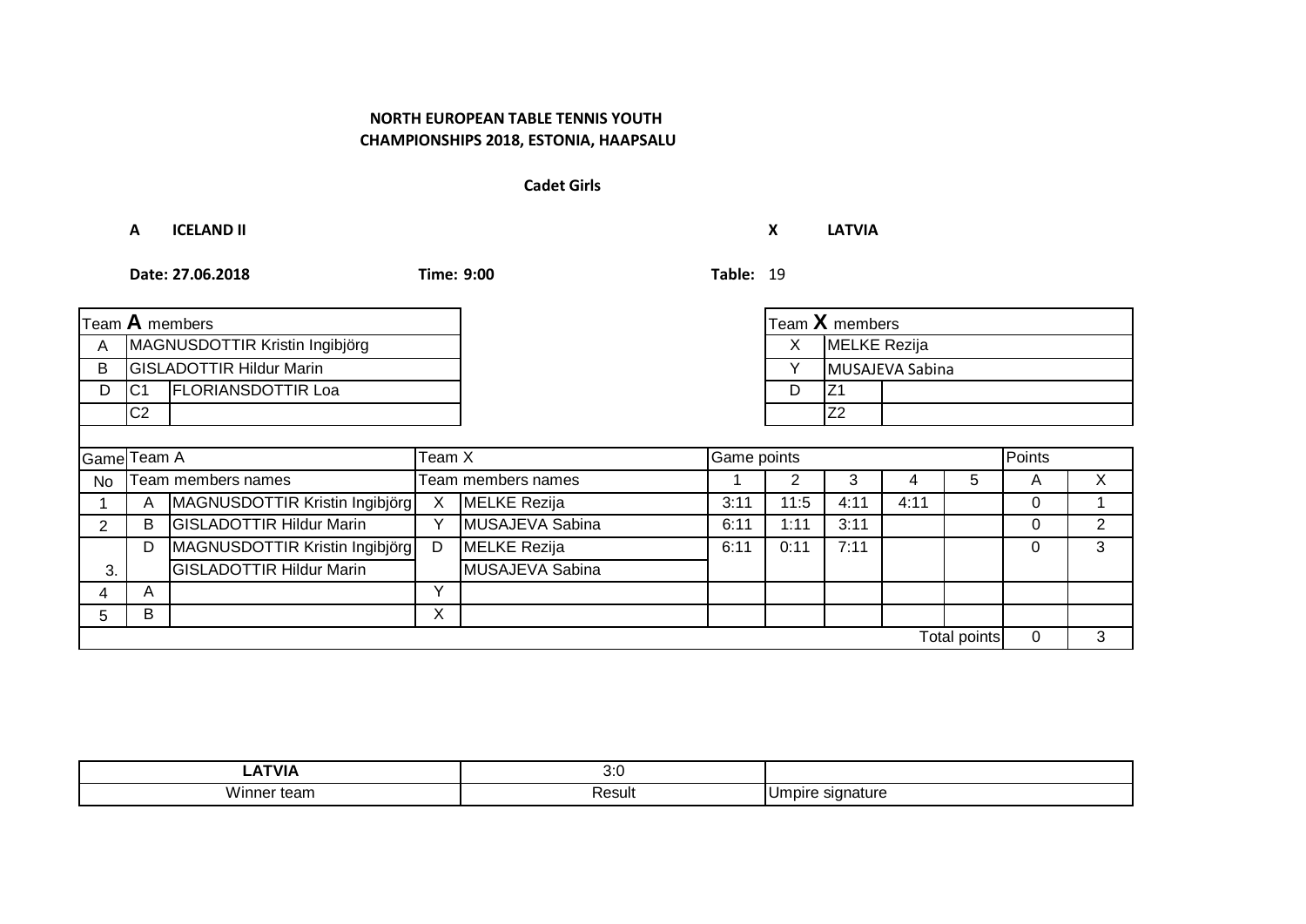**NORTH EUROPEAN TABLE TENNIS YOUTH CHAMPIONSHIPS 2018, ESTONIA, HAAPSALU**

**Cadet Girls**

**A ICELAND II** **X LATVIA**

**Date: 27.06.2018** **Time: 9:00** **Table:** 19

| Team **A** members | | |
|---|---|---|
| A | MAGNUSDOTTIR Kristin Ingibjörg | |
| B | GISLADOTTIR Hildur Marin | |
| D | C1 | FLORIANSDOTTIR Loa |
| | C2 | |

| Team **X** members | | |
|---|---|---|
| X | MELKE Rezija | |
| Y | MUSAJEVA Sabina | |
| D | Z1 | |
| | Z2 | |

| Game | Team A | | Team X | | Game points | | | | | Points | |
|---|---|---|---|---|---|---|---|---|---|---|---|
| No | Team members names | | Team members names | | 1 | 2 | 3 | 4 | 5 | A | X |
| 1 | A | MAGNUSDOTTIR Kristin Ingibjörg | X | MELKE Rezija | 3:11 | 11:5 | 4:11 | 4:11 | | 0 | 1 |
| 2 | B | GISLADOTTIR Hildur Marin | Y | MUSAJEVA Sabina | 6:11 | 1:11 | 3:11 | | | 0 | 2 |
| 3. | D | MAGNUSDOTTIR Kristin Ingibjörg<br>GISLADOTTIR Hildur Marin | D | MELKE Rezija<br>MUSAJEVA Sabina | 6:11 | 0:11 | 7:11 | | | 0 | 3 |
| 4 | A | | Y | | | | | | | | |
| 5 | B | | X | | | | | | | | |
| | | | | | | | | | Total points | 0 | 3 |

| LATVIA | 3:0 | |
|---|---|---|
| Winner team | Result | Umpire signature |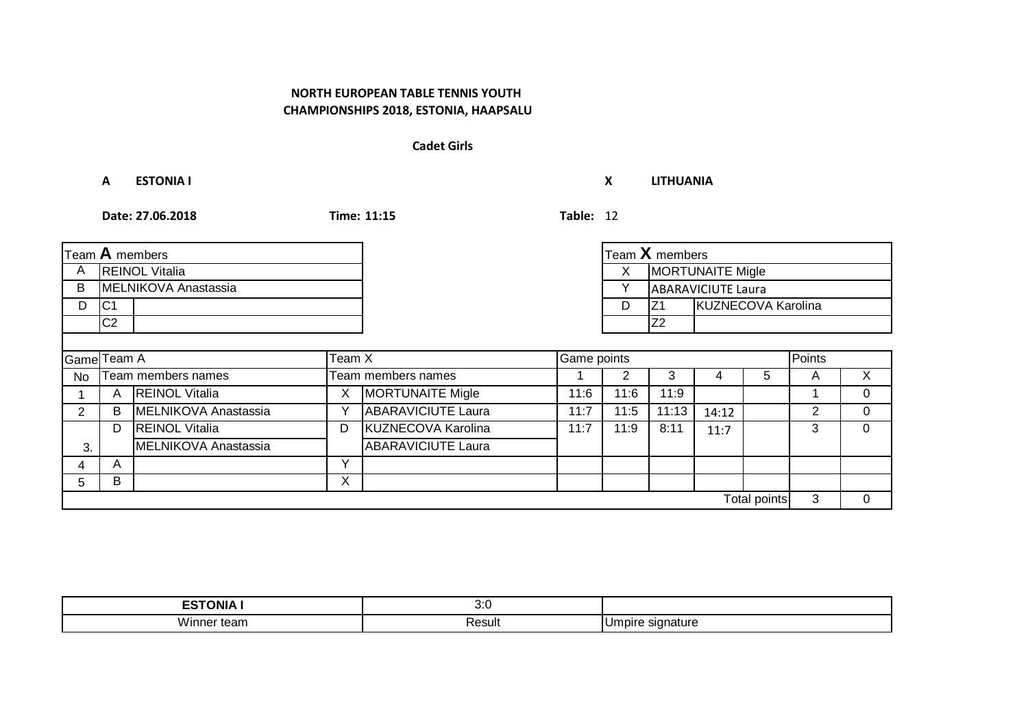**NORTH EUROPEAN TABLE TENNIS YOUTH CHAMPIONSHIPS 2018, ESTONIA, HAAPSALU**

**Cadet Girls**

**A ESTONIA I** **X LITHUANIA**

**Date: 27.06.2018** **Time: 11:15** **Table:** 12

| Team **A** members | |
|---|---|
| A | REINOL Vitalia |
| B | MELNIKOVA Anastassia |
| D | C1 |
| | C2 |

| Team **X** members | |
|---|---|
| X | MORTUNAITE Migle |
| Y | ABARAVICIUTE Laura |
| D | Z1 KUZNECOVA Karolina |
| | Z2 |

| Game No | Team A | Team members names | Team X | Team members names | Game points 1 | 2 | 3 | 4 | 5 | Points A | X |
|---|---|---|---|---|---|---|---|---|---|---|---|
| 1 | A | REINOL Vitalia | X | MORTUNAITE Migle | 11:6 | 11:6 | 11:9 | | | 1 | 0 |
| 2 | B | MELNIKOVA Anastassia | Y | ABARAVICIUTE Laura | 11:7 | 11:5 | 11:13 | 14:12 | | 2 | 0 |
| 3. | D | REINOL Vitalia / MELNIKOVA Anastassia | D | KUZNECOVA Karolina / ABARAVICIUTE Laura | 11:7 | 11:9 | 8:11 | 11:7 | | 3 | 0 |
| 4 | A | | Y | | | | | | | | |
| 5 | B | | X | | | | | | | | |
| | | | | | | | | | Total points | 3 | 0 |

| **ESTONIA I** | 3:0 | |
|---|---|---|
| Winner team | Result | Umpire signature |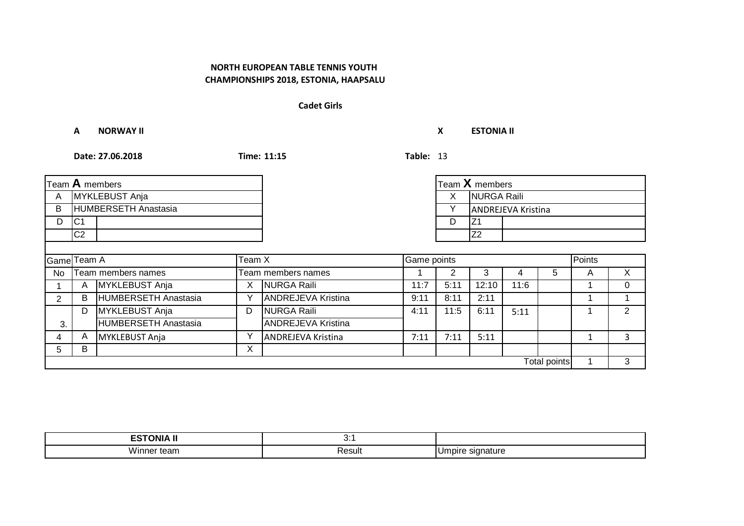**NORTH EUROPEAN TABLE TENNIS YOUTH CHAMPIONSHIPS 2018, ESTONIA, HAAPSALU**

**Cadet Girls**

**A NORWAY II** **X ESTONIA II**

**Date: 27.06.2018** **Time: 11:15** **Table:** 13

| Team **A** members | | |
|---|---|---|
| A | MYKLEBUST Anja | |
| B | HUMBERSETH Anastasia | |
| D | C1 | |
| | C2 | |

| Team **X** members | | |
|---|---|---|
| X | NURGA Raili | |
| Y | ANDREJEVA Kristina | |
| D | Z1 | |
| | Z2 | |

| Game | Team A | | Team X | | Game points | | | | | Points | |
|---|---|---|---|---|---|---|---|---|---|---|---|
| No | Team members names | | Team members names | | 1 | 2 | 3 | 4 | 5 | A | X |
| 1 | A | MYKLEBUST Anja | X | NURGA Raili | 11:7 | 5:11 | 12:10 | 11:6 | | 1 | 0 |
| 2 | B | HUMBERSETH Anastasia | Y | ANDREJEVA Kristina | 9:11 | 8:11 | 2:11 | | | 1 | 1 |
| 3. | D | MYKLEBUST Anja | D | NURGA Raili | 4:11 | 11:5 | 6:11 | 5:11 | | 1 | 2 |
| | | HUMBERSETH Anastasia | | ANDREJEVA Kristina | | | | | | | |
| 4 | A | MYKLEBUST Anja | Y | ANDREJEVA Kristina | 7:11 | 7:11 | 5:11 | | | 1 | 3 |
| 5 | B | | X | | | | | | | | |
| | | | | | | | | | Total points | 1 | 3 |

| ESTONIA II | 3:1 | |
|---|---|---|
| Winner team | Result | Umpire signature |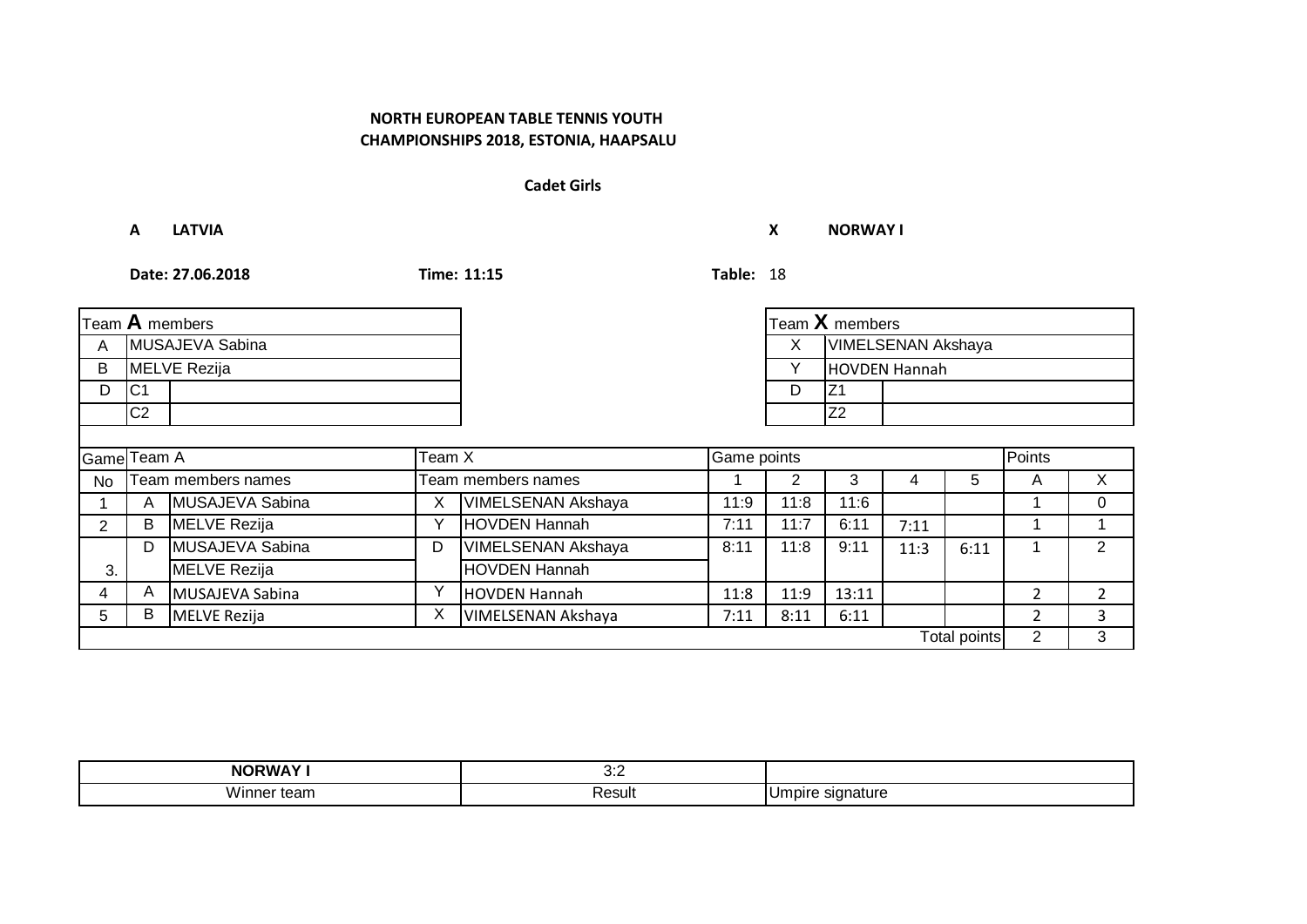**NORTH EUROPEAN TABLE TENNIS YOUTH CHAMPIONSHIPS 2018, ESTONIA, HAAPSALU**

**Cadet Girls**

**A LATVIA** **X NORWAY I**

**Date: 27.06.2018** **Time: 11:15** **Table:** 18

| Team **A** members | | |
|---|---|---|
| A | MUSAJEVA Sabina | |
| B | MELVE Rezija | |
| D | C1 | |
| | C2 | |

| Team **X** members | | |
|---|---|---|
| X | VIMELSENAN Akshaya | |
| Y | HOVDEN Hannah | |
| D | Z1 | |
| | Z2 | |

| Game | Team A | | Team X | | Game points | | | | | Points | |
|---|---|---|---|---|---|---|---|---|---|---|---|
| No | Team members names | | Team members names | | 1 | 2 | 3 | 4 | 5 | A | X |
| 1 | A | MUSAJEVA Sabina | X | VIMELSENAN Akshaya | 11:9 | 11:8 | 11:6 | | | 1 | 0 |
| 2 | B | MELVE Rezija | Y | HOVDEN Hannah | 7:11 | 11:7 | 6:11 | 7:11 | | 1 | 1 |
| 3. | D | MUSAJEVA Sabina / MELVE Rezija | D | VIMELSENAN Akshaya / HOVDEN Hannah | 8:11 | 11:8 | 9:11 | 11:3 | 6:11 | 1 | 2 |
| 4 | A | MUSAJEVA Sabina | Y | HOVDEN Hannah | 11:8 | 11:9 | 13:11 | | | 2 | 2 |
| 5 | B | MELVE Rezija | X | VIMELSENAN Akshaya | 7:11 | 8:11 | 6:11 | | | 2 | 3 |
| | | | | | | | | | Total points | 2 | 3 |

| NORWAY I | 3:2 | |
|---|---|---|
| Winner team | Result | Umpire signature |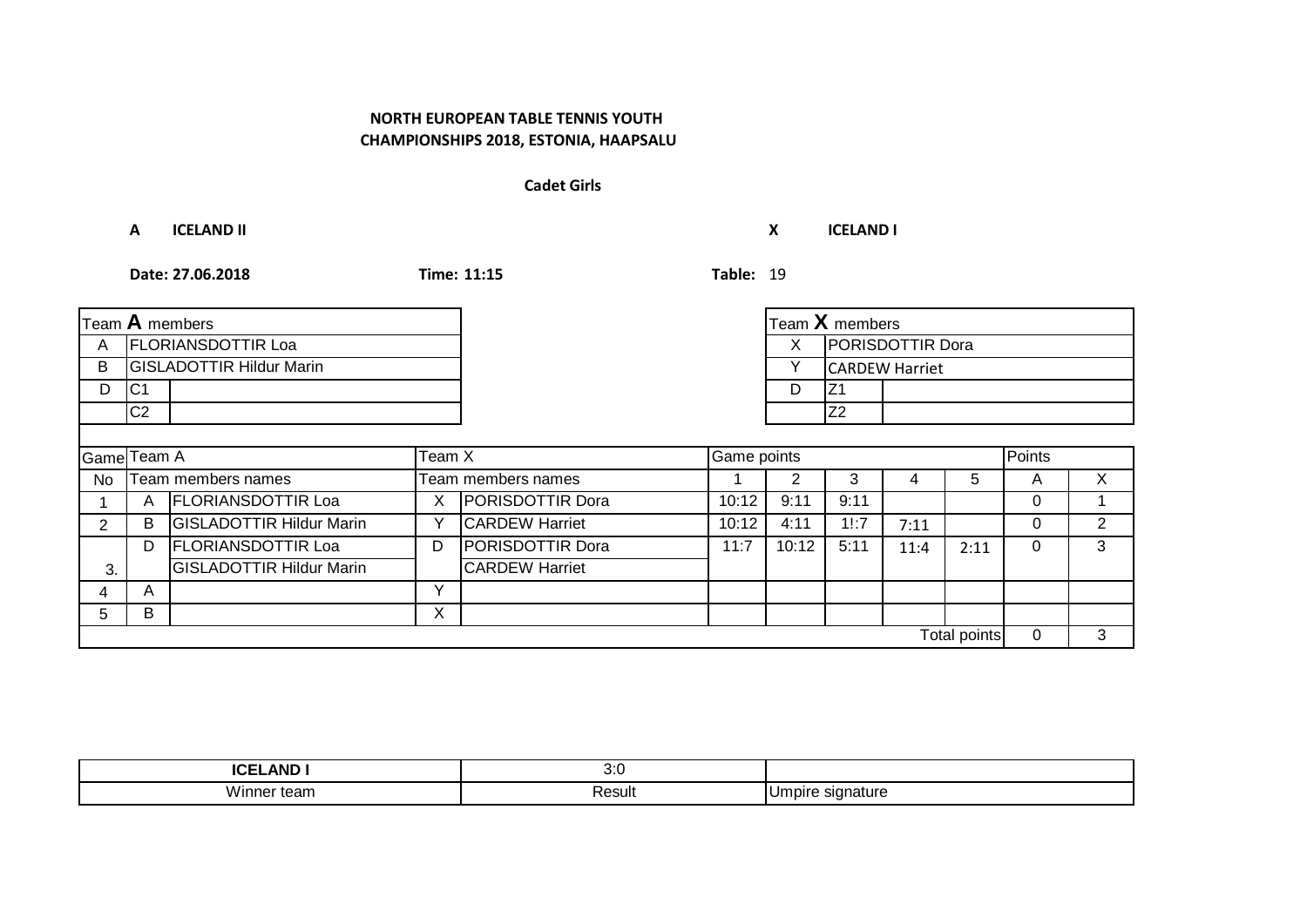**NORTH EUROPEAN TABLE TENNIS YOUTH CHAMPIONSHIPS 2018, ESTONIA, HAAPSALU**

**Cadet Girls**

**A ICELAND II** **X ICELAND I**

**Date: 27.06.2018** **Time: 11:15** **Table:** 19

| Team **A** members | | |
|---|---|---|
| A | FLORIANSDOTTIR Loa | |
| B | GISLADOTTIR Hildur Marin | |
| D | C1 | |
| | C2 | |

| Team **X** members | | |
|---|---|---|
| X | PORISDOTTIR Dora | |
| Y | CARDEW Harriet | |
| D | Z1 | |
| | Z2 | |

| Game | Team A | | Team X | | Game points | | | | | Points | |
|---|---|---|---|---|---|---|---|---|---|---|---|
| No | Team members names | | Team members names | | 1 | 2 | 3 | 4 | 5 | A | X |
| 1 | A | FLORIANSDOTTIR Loa | X | PORISDOTTIR Dora | 10:12 | 9:11 | 9:11 | | | 0 | 1 |
| 2 | B | GISLADOTTIR Hildur Marin | Y | CARDEW Harriet | 10:12 | 4:11 | 1!:7 | 7:11 | | 0 | 2 |
| 3. | D | FLORIANSDOTTIR Loa / GISLADOTTIR Hildur Marin | D | PORISDOTTIR Dora / CARDEW Harriet | 11:7 | 10:12 | 5:11 | 11:4 | 2:11 | 0 | 3 |
| 4 | A | | Y | | | | | | | | |
| 5 | B | | X | | | | | | | | |
| | | | | | | | | | Total points | 0 | 3 |

| ICELAND I | 3:0 | |
|---|---|---|
| Winner team | Result | Umpire signature |